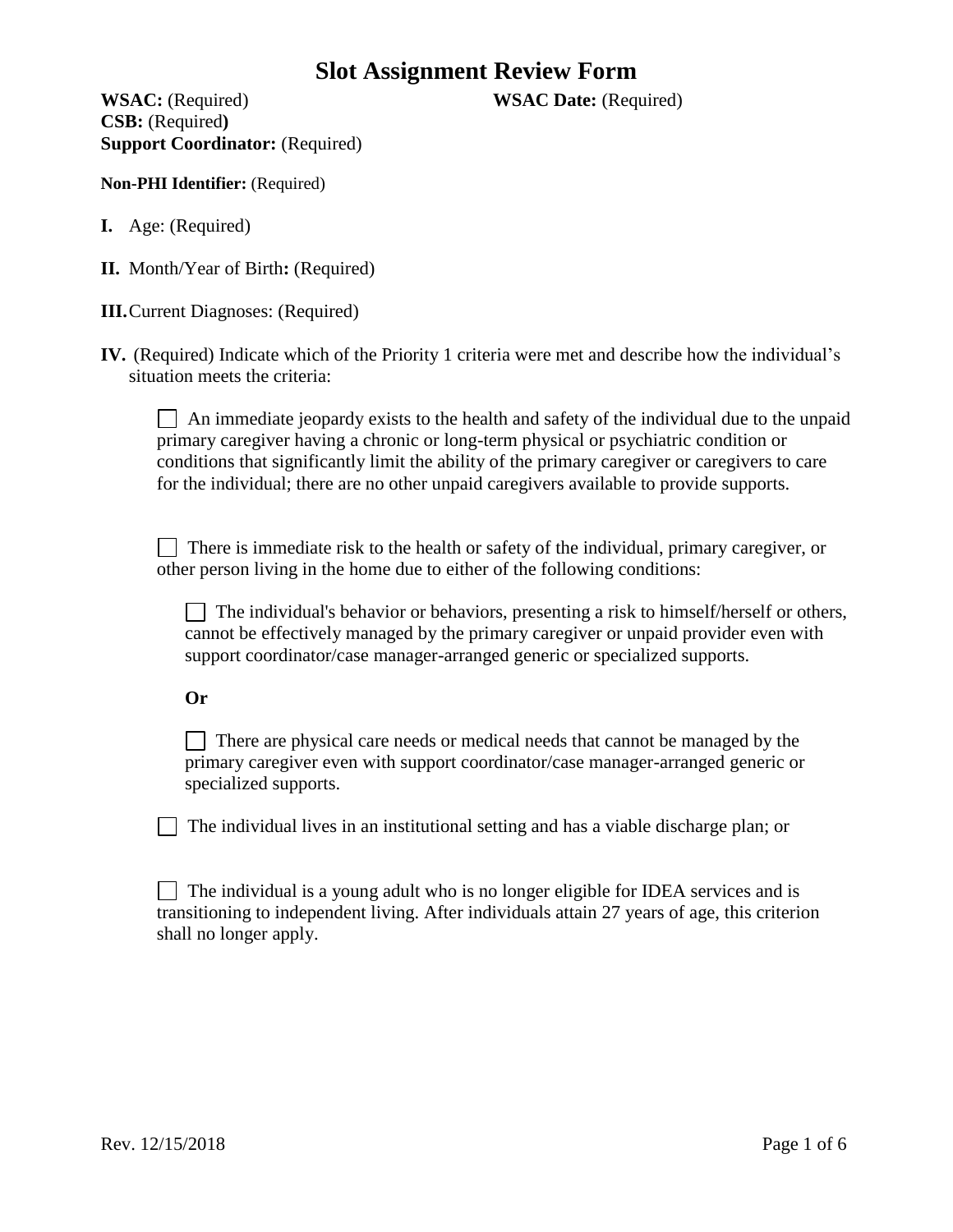# Slot Assignment Review Form

**WSAC:** (Required) **WSAC Date:** (Required)
**CSB:** (Required**)**
**Support Coordinator:** (Required)

**Non-PHI Identifier:** (Required)

**I.** Age: (Required)

**II.** Month/Year of Birth**:** (Required)

**III.** Current Diagnoses: (Required)

**IV.** (Required) Indicate which of the Priority 1 criteria were met and describe how the individual's situation meets the criteria:

- [ ] An immediate jeopardy exists to the health and safety of the individual due to the unpaid primary caregiver having a chronic or long-term physical or psychiatric condition or conditions that significantly limit the ability of the primary caregiver or caregivers to care for the individual; there are no other unpaid caregivers available to provide supports.

- [ ] There is immediate risk to the health or safety of the individual, primary caregiver, or other person living in the home due to either of the following conditions:

  - [ ] The individual's behavior or behaviors, presenting a risk to himself/herself or others, cannot be effectively managed by the primary caregiver or unpaid provider even with support coordinator/case manager-arranged generic or specialized supports.

  **Or**

  - [ ] There are physical care needs or medical needs that cannot be managed by the primary caregiver even with support coordinator/case manager-arranged generic or specialized supports.

- [ ] The individual lives in an institutional setting and has a viable discharge plan; or

- [ ] The individual is a young adult who is no longer eligible for IDEA services and is transitioning to independent living. After individuals attain 27 years of age, this criterion shall no longer apply.

Rev. 12/15/2018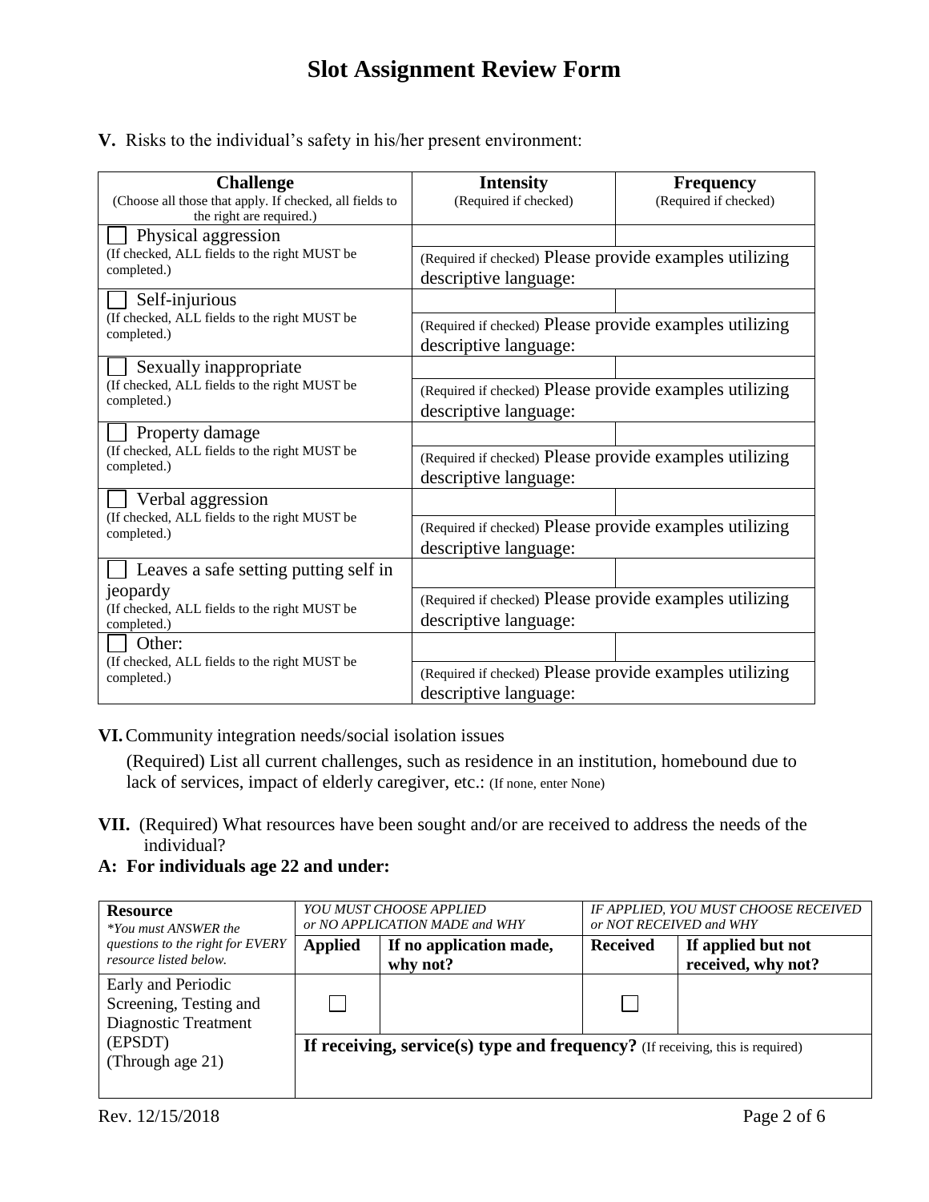# Slot Assignment Review Form

**V.** Risks to the individual's safety in his/her present environment:

| **Challenge** (Choose all those that apply. If checked, all fields to the right are required.) | **Intensity** (Required if checked) | **Frequency** (Required if checked) |
|---|---|---|
| ☐ Physical aggression (If checked, ALL fields to the right MUST be completed.) | | |
| | (Required if checked) Please provide examples utilizing descriptive language: | |
| ☐ Self-injurious (If checked, ALL fields to the right MUST be completed.) | | |
| | (Required if checked) Please provide examples utilizing descriptive language: | |
| ☐ Sexually inappropriate (If checked, ALL fields to the right MUST be completed.) | | |
| | (Required if checked) Please provide examples utilizing descriptive language: | |
| ☐ Property damage (If checked, ALL fields to the right MUST be completed.) | | |
| | (Required if checked) Please provide examples utilizing descriptive language: | |
| ☐ Verbal aggression (If checked, ALL fields to the right MUST be completed.) | | |
| | (Required if checked) Please provide examples utilizing descriptive language: | |
| ☐ Leaves a safe setting putting self in jeopardy (If checked, ALL fields to the right MUST be completed.) | | |
| | (Required if checked) Please provide examples utilizing descriptive language: | |
| ☐ Other: (If checked, ALL fields to the right MUST be completed.) | | |
| | (Required if checked) Please provide examples utilizing descriptive language: | |

**VI.** Community integration needs/social isolation issues

(Required) List all current challenges, such as residence in an institution, homebound due to lack of services, impact of elderly caregiver, etc.: (If none, enter None)

**VII.** (Required) What resources have been sought and/or are received to address the needs of the individual?

**A: For individuals age 22 and under:**

| **Resource** *\*You must ANSWER the questions to the right for EVERY resource listed below.* | *YOU MUST CHOOSE APPLIED or NO APPLICATION MADE and WHY* | | *IF APPLIED, YOU MUST CHOOSE RECEIVED or NOT RECEIVED and WHY* | |
|---|---|---|---|---|
| | **Applied** | **If no application made, why not?** | **Received** | **If applied but not received, why not?** |
| Early and Periodic Screening, Testing and Diagnostic Treatment (EPSDT) (Through age 21) | ☐ | | ☐ | |
| | **If receiving, service(s) type and frequency?** (If receiving, this is required) | | | |

Rev. 12/15/2018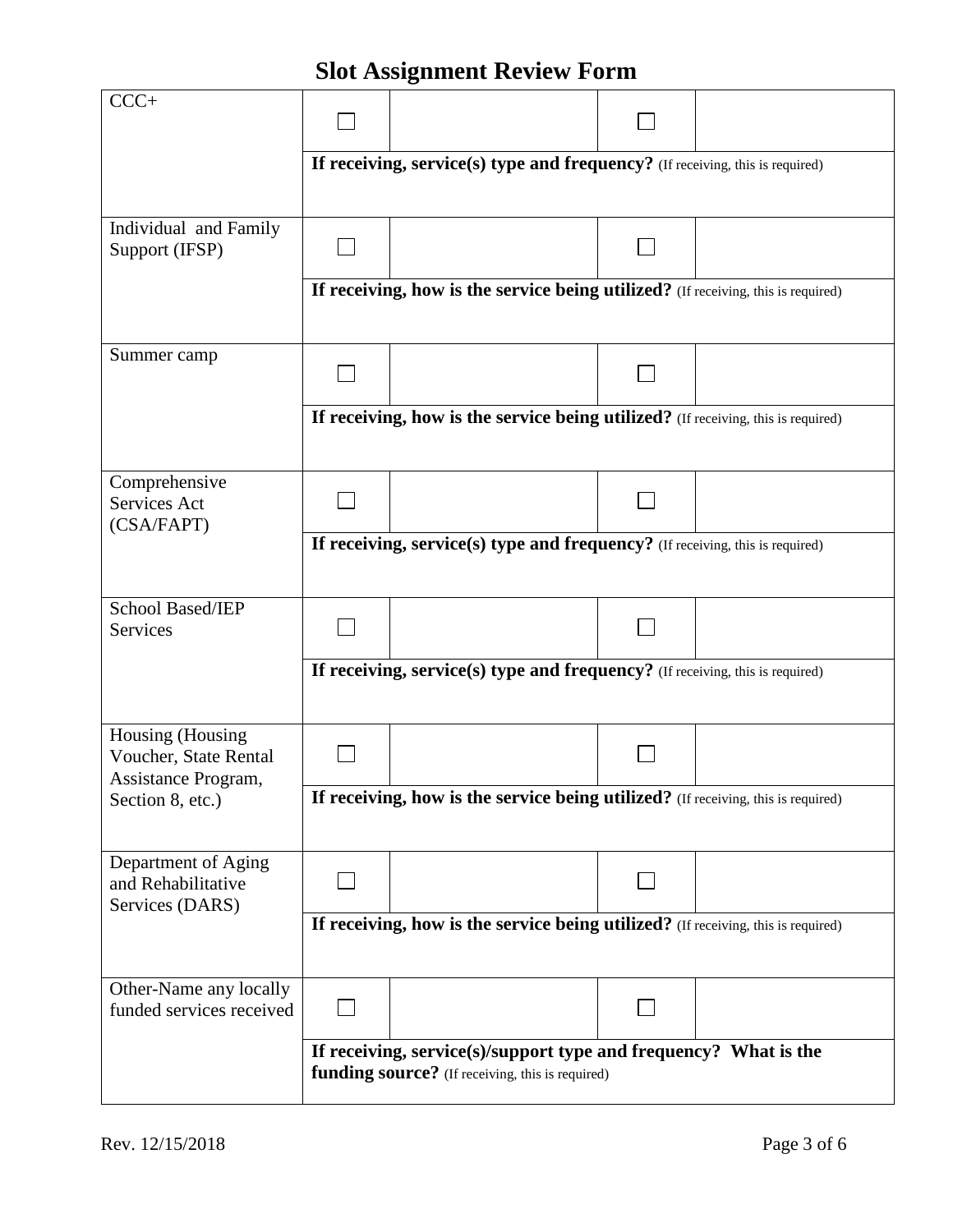# Slot Assignment Review Form

| | | | | |
|---|---|---|---|---|
| CCC+ | ☐ | | ☐ | |
| | **If receiving, service(s) type and frequency?** (If receiving, this is required) | | | |
| Individual and Family Support (IFSP) | ☐ | | ☐ | |
| | **If receiving, how is the service being utilized?** (If receiving, this is required) | | | |
| Summer camp | ☐ | | ☐ | |
| | **If receiving, how is the service being utilized?** (If receiving, this is required) | | | |
| Comprehensive Services Act (CSA/FAPT) | ☐ | | ☐ | |
| | **If receiving, service(s) type and frequency?** (If receiving, this is required) | | | |
| School Based/IEP Services | ☐ | | ☐ | |
| | **If receiving, service(s) type and frequency?** (If receiving, this is required) | | | |
| Housing (Housing Voucher, State Rental Assistance Program, Section 8, etc.) | ☐ | | ☐ | |
| | **If receiving, how is the service being utilized?** (If receiving, this is required) | | | |
| Department of Aging and Rehabilitative Services (DARS) | ☐ | | ☐ | |
| | **If receiving, how is the service being utilized?** (If receiving, this is required) | | | |
| Other-Name any locally funded services received | ☐ | | ☐ | |
| | **If receiving, service(s)/support type and frequency? What is the funding source?** (If receiving, this is required) | | | |

Rev. 12/15/2018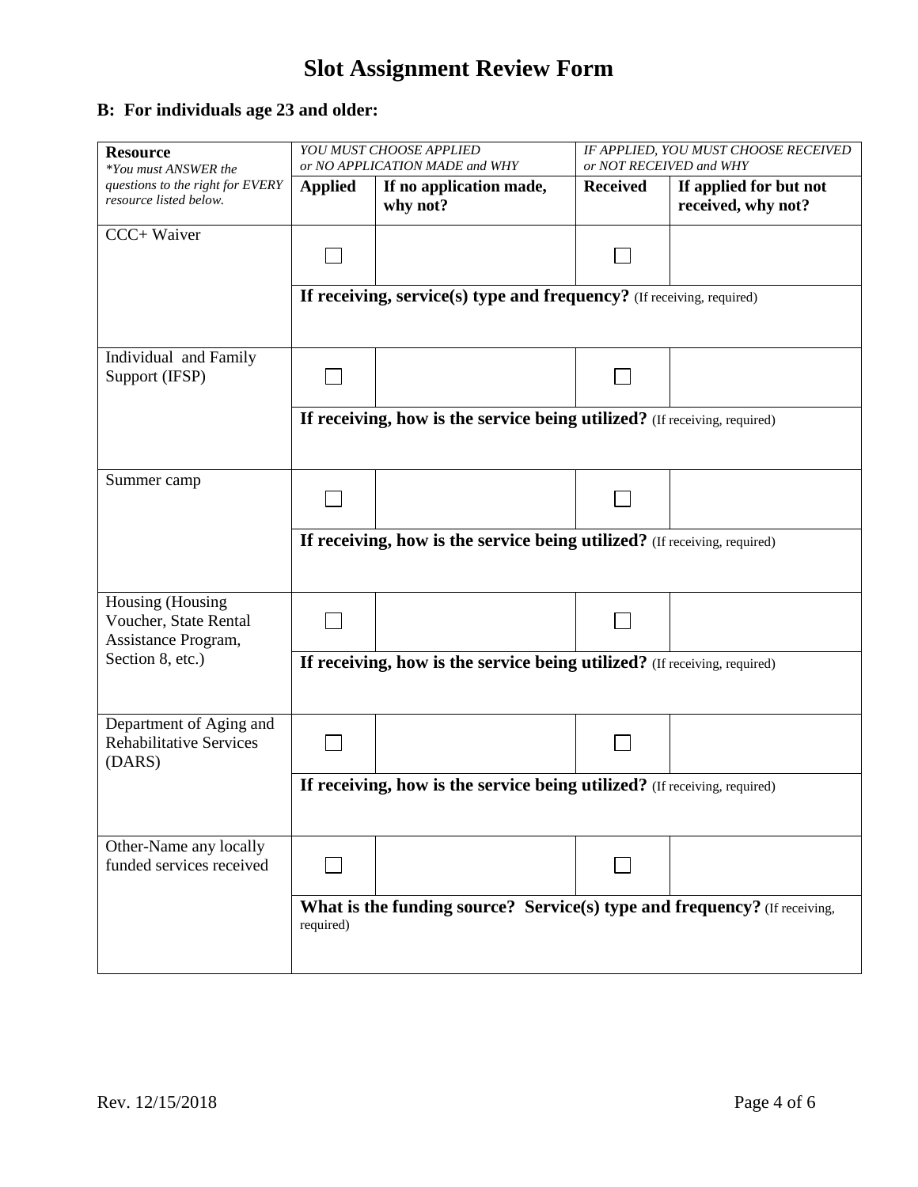# Slot Assignment Review Form

## B: For individuals age 23 and older:

| **Resource** *\*You must ANSWER the questions to the right for EVERY resource listed below.* | *YOU MUST CHOOSE APPLIED or NO APPLICATION MADE and WHY* | | *IF APPLIED, YOU MUST CHOOSE RECEIVED or NOT RECEIVED and WHY* | |
|---|---|---|---|---|
| | **Applied** | **If no application made, why not?** | **Received** | **If applied for but not received, why not?** |
| CCC+ Waiver | ☐ | | ☐ | |
| | **If receiving, service(s) type and frequency?** (If receiving, required) | | | |
| Individual and Family Support (IFSP) | ☐ | | ☐ | |
| | **If receiving, how is the service being utilized?** (If receiving, required) | | | |
| Summer camp | ☐ | | ☐ | |
| | **If receiving, how is the service being utilized?** (If receiving, required) | | | |
| Housing (Housing Voucher, State Rental Assistance Program, Section 8, etc.) | ☐ | | ☐ | |
| | **If receiving, how is the service being utilized?** (If receiving, required) | | | |
| Department of Aging and Rehabilitative Services (DARS) | ☐ | | ☐ | |
| | **If receiving, how is the service being utilized?** (If receiving, required) | | | |
| Other-Name any locally funded services received | ☐ | | ☐ | |
| | **What is the funding source? Service(s) type and frequency?** (If receiving, required) | | | |

Rev. 12/15/2018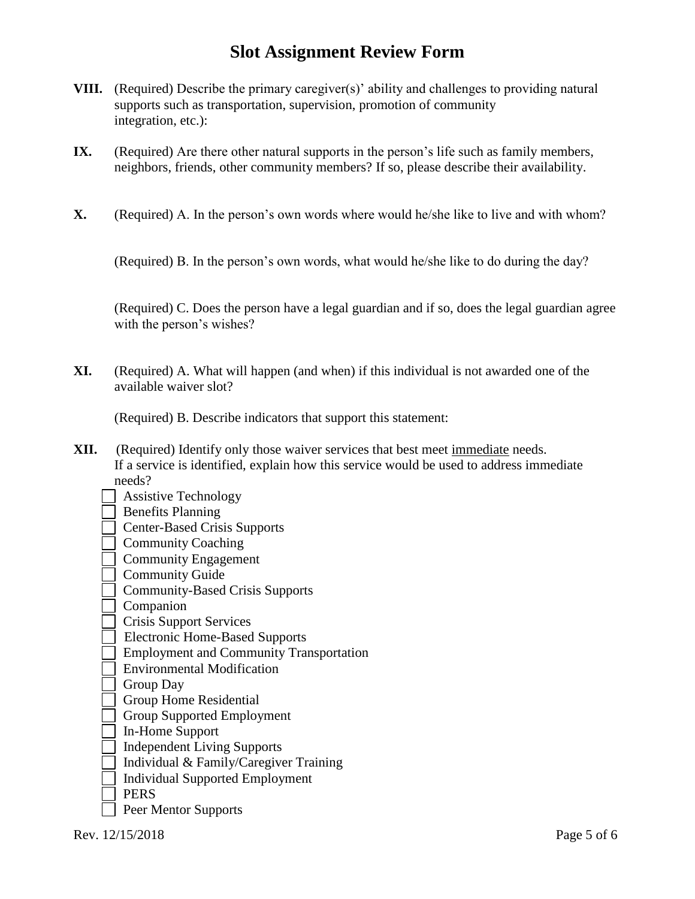# Slot Assignment Review Form

**VIII.** (Required) Describe the primary caregiver(s)' ability and challenges to providing natural supports such as transportation, supervision, promotion of community integration, etc.):

**IX.** (Required) Are there other natural supports in the person's life such as family members, neighbors, friends, other community members? If so, please describe their availability.

**X.** (Required) A. In the person's own words where would he/she like to live and with whom?

(Required) B. In the person's own words, what would he/she like to do during the day?

(Required) C. Does the person have a legal guardian and if so, does the legal guardian agree with the person's wishes?

**XI.** (Required) A. What will happen (and when) if this individual is not awarded one of the available waiver slot?

(Required) B. Describe indicators that support this statement:

**XII.** (Required) Identify only those waiver services that best meet <u>immediate</u> needs. If a service is identified, explain how this service would be used to address immediate needs?

- ☐ Assistive Technology
- ☐ Benefits Planning
- ☐ Center-Based Crisis Supports
- ☐ Community Coaching
- ☐ Community Engagement
- ☐ Community Guide
- ☐ Community-Based Crisis Supports
- ☐ Companion
- ☐ Crisis Support Services
- ☐ Electronic Home-Based Supports
- ☐ Employment and Community Transportation
- ☐ Environmental Modification
- ☐ Group Day
- ☐ Group Home Residential
- ☐ Group Supported Employment
- ☐ In-Home Support
- ☐ Independent Living Supports
- ☐ Individual & Family/Caregiver Training
- ☐ Individual Supported Employment
- ☐ PERS
- ☐ Peer Mentor Supports

Rev. 12/15/2018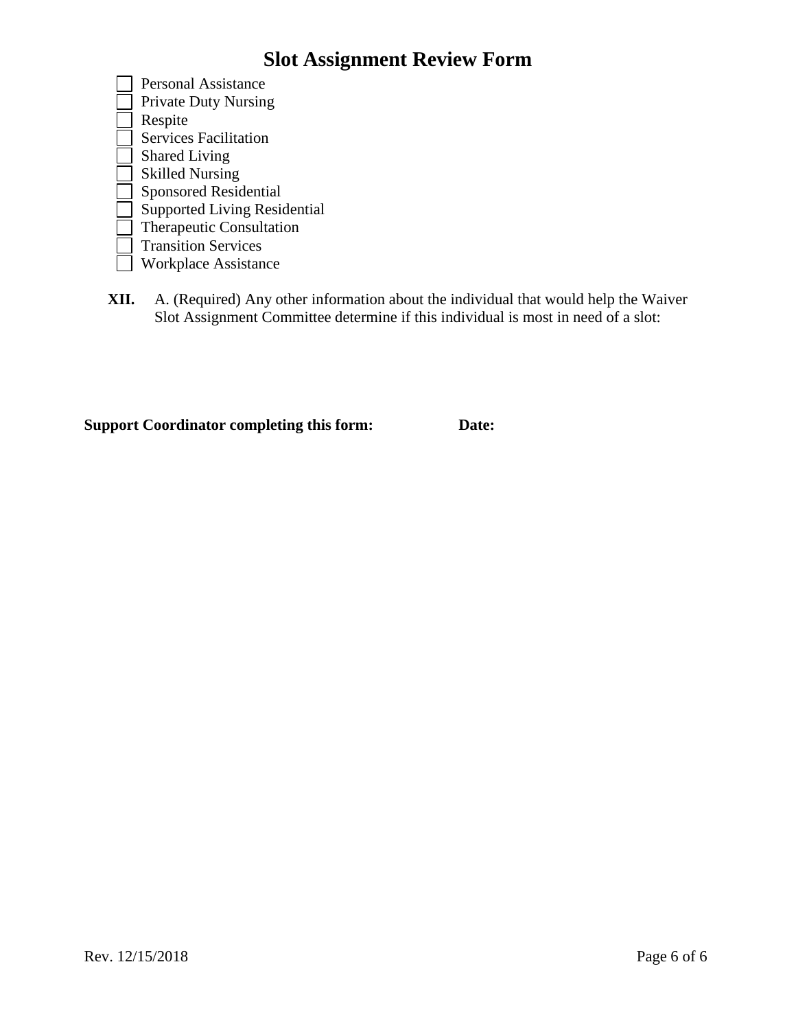# Slot Assignment Review Form

- ☐ Personal Assistance
- ☐ Private Duty Nursing
- ☐ Respite
- ☐ Services Facilitation
- ☐ Shared Living
- ☐ Skilled Nursing
- ☐ Sponsored Residential
- ☐ Supported Living Residential
- ☐ Therapeutic Consultation
- ☐ Transition Services
- ☐ Workplace Assistance

**XII.** A. (Required) Any other information about the individual that would help the Waiver Slot Assignment Committee determine if this individual is most in need of a slot:

**Support Coordinator completing this form:** **Date:**

Rev. 12/15/2018